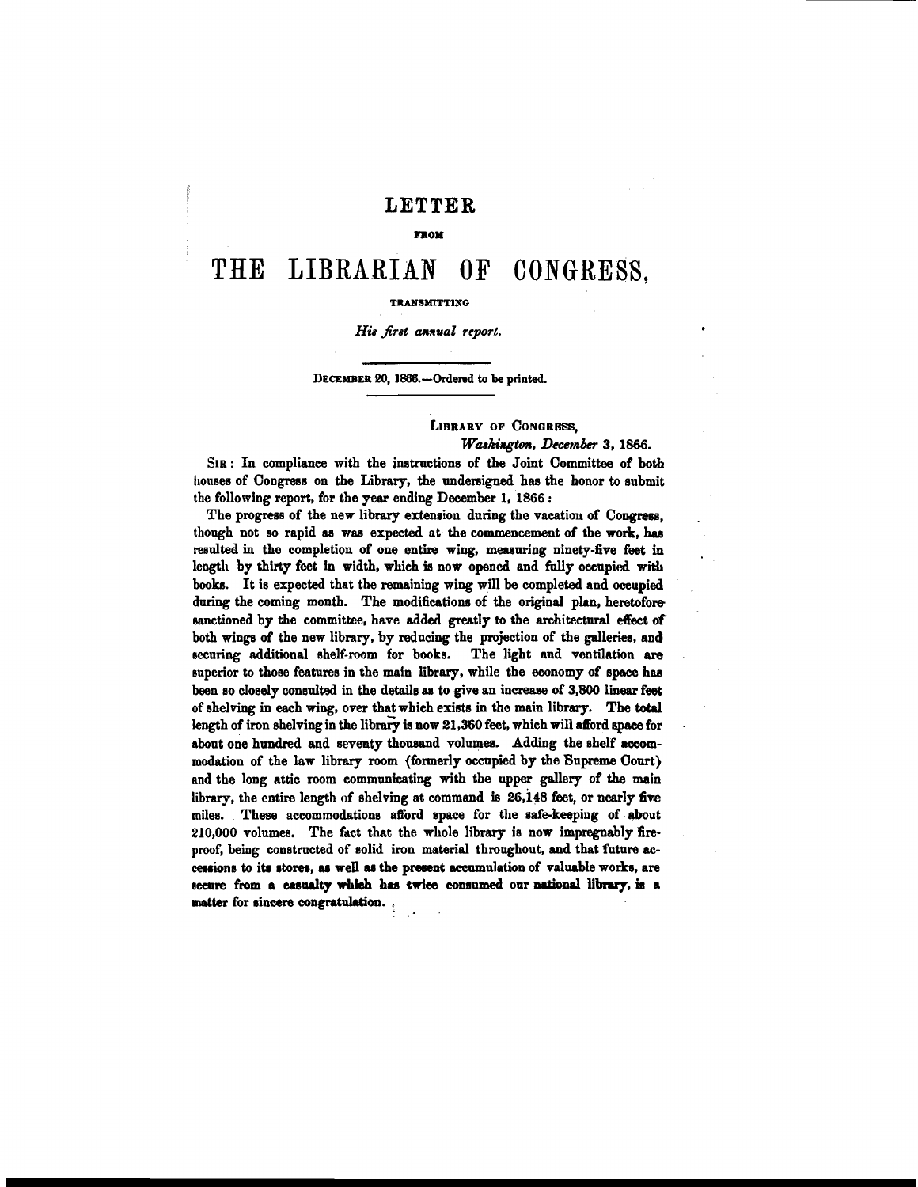# LETTER

FROM

# THE LIBRARIAN OF CONGRESS,

TRANSMITTING

*His first annual report.*

DECEMBER 20, 1866.—Ordered to be printed.

LIBRARY OF CONGRESS,
*Washington, December* 3, 1866.

SIR: In compliance with the instructions of the Joint Committee of both houses of Congress on the Library, the undersigned has the honor to submit the following report, for the year ending December 1, 1866:

The progress of the new library extension during the vacation of Congress, though not so rapid as was expected at the commencement of the work, has resulted in the completion of one entire wing, measuring ninety-five feet in length by thirty feet in width, which is now opened and fully occupied with books. It is expected that the remaining wing will be completed and occupied during the coming month. The modifications of the original plan, heretofore sanctioned by the committee, have added greatly to the architectural effect of both wings of the new library, by reducing the projection of the galleries, and securing additional shelf-room for books. The light and ventilation are superior to those features in the main library, while the economy of space has been so closely consulted in the details as to give an increase of 3,800 linear feet of shelving in each wing, over that which exists in the main library. The total length of iron shelving in the library is now 21,360 feet, which will afford space for about one hundred and seventy thousand volumes. Adding the shelf accommodation of the law library room (formerly occupied by the Supreme Court) and the long attic room communicating with the upper gallery of the main library, the entire length of shelving at command is 26,148 feet, or nearly five miles. These accommodations afford space for the safe-keeping of about 210,000 volumes. The fact that the whole library is now impregnably fire-proof, being constructed of solid iron material throughout, and that future accessions to its stores, as well as the present accumulation of valuable works, are secure from a casualty which has twice consumed our national library, is a matter for sincere congratulation.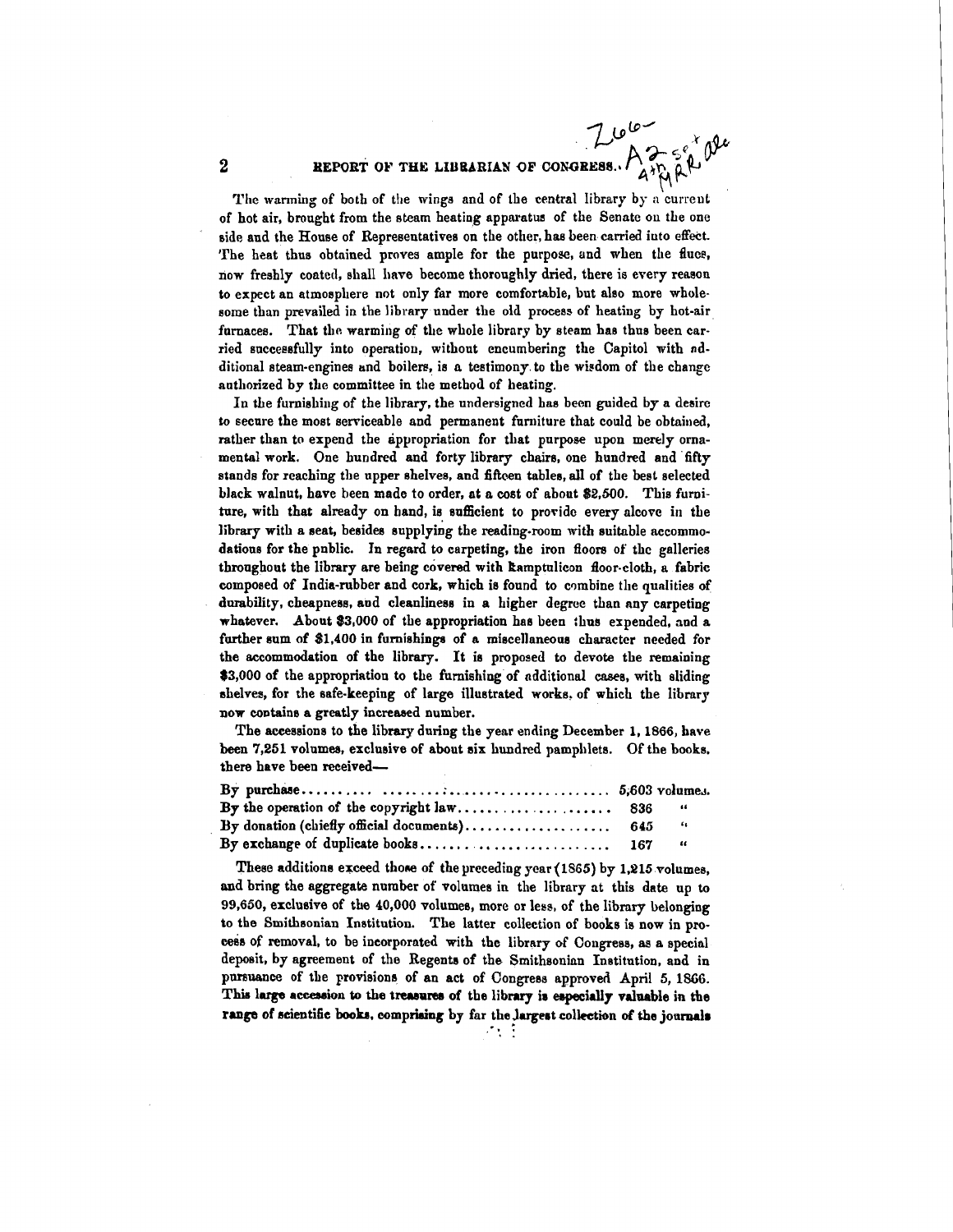The warming of both of the wings and of the central library by a current of hot air, brought from the steam heating apparatus of the Senate on the one side and the House of Representatives on the other, has been carried into effect. The heat thus obtained proves ample for the purpose, and when the flues, now freshly coated, shall have become thoroughly dried, there is every reason to expect an atmosphere not only far more comfortable, but also more wholesome than prevailed in the library under the old process of heating by hot-air furnaces. That the warming of the whole library by steam has thus been carried successfully into operation, without encumbering the Capitol with additional steam-engines and boilers, is a testimony to the wisdom of the change authorized by the committee in the method of heating.

In the furnishing of the library, the undersigned has been guided by a desire to secure the most serviceable and permanent furniture that could be obtained, rather than to expend the appropriation for that purpose upon merely ornamental work. One hundred and forty library chairs, one hundred and fifty stands for reaching the upper shelves, and fifteen tables, all of the best selected black walnut, have been made to order, at a cost of about $2,500. This furniture, with that already on hand, is sufficient to provide every alcove in the library with a seat, besides supplying the reading-room with suitable accommodations for the public. In regard to carpeting, the iron floors of the galleries throughout the library are being covered with Kamptulicon floor-cloth, a fabric composed of India-rubber and cork, which is found to combine the qualities of durability, cheapness, and cleanliness in a higher degree than any carpeting whatever. About $3,000 of the appropriation has been thus expended, and a further sum of $1,400 in furnishings of a miscellaneous character needed for the accommodation of the library. It is proposed to devote the remaining $3,000 of the appropriation to the furnishing of additional cases, with sliding shelves, for the safe-keeping of large illustrated works, of which the library now contains a greatly increased number.

The accessions to the library during the year ending December 1, 1866, have been 7,251 volumes, exclusive of about six hundred pamphlets. Of the books, there have been received—

| | | |
|---|---|---|
| By purchase | 5,603 | volumes. |
| By the operation of the copyright law | 836 | " |
| By donation (chiefly official documents) | 645 | " |
| By exchange of duplicate books | 167 | " |

These additions exceed those of the preceding year (1865) by 1,215 volumes, and bring the aggregate number of volumes in the library at this date up to 99,650, exclusive of the 40,000 volumes, more or less, of the library belonging to the Smithsonian Institution. The latter collection of books is now in process of removal, to be incorporated with the library of Congress, as a special deposit, by agreement of the Regents of the Smithsonian Institution, and in pursuance of the provisions of an act of Congress approved April 5, 1866. **This large accession to the treasures of the library is especially valuable in the range of scientific books, comprising by far the largest collection of the journals**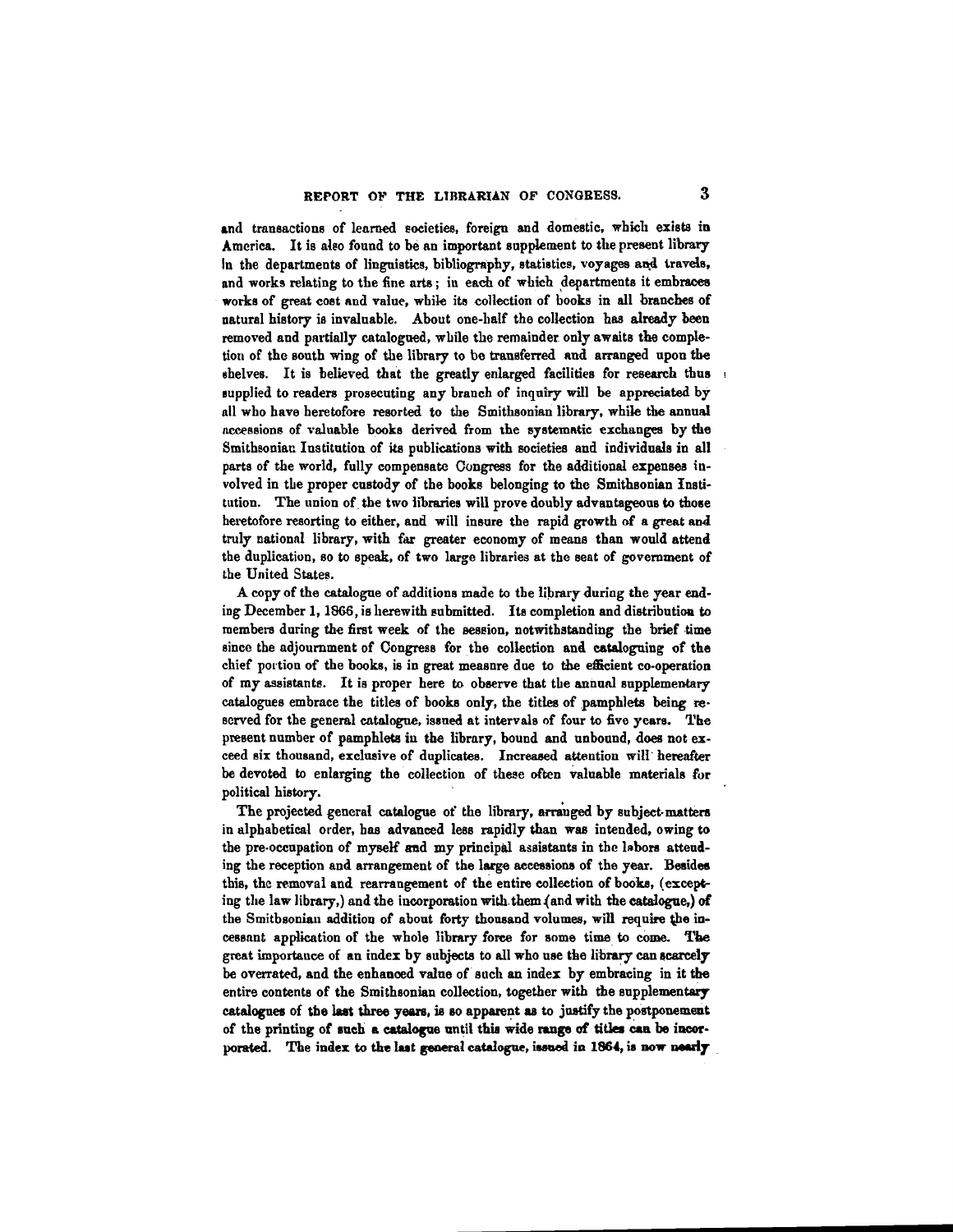and transactions of learned societies, foreign and domestic, which exists in America. It is also found to be an important supplement to the present library in the departments of linguistics, bibliography, statistics, voyages and travels, and works relating to the fine arts; in each of which departments it embraces works of great cost and value, while its collection of books in all branches of natural history is invaluable. About one-half the collection has already been removed and partially catalogued, while the remainder only awaits the completion of the south wing of the library to be transferred and arranged upon the shelves. It is believed that the greatly enlarged facilities for research thus supplied to readers prosecuting any branch of inquiry will be appreciated by all who have heretofore resorted to the Smithsonian library, while the annual accessions of valuable books derived from the systematic exchanges by the Smithsonian Institution of its publications with societies and individuals in all parts of the world, fully compensate Congress for the additional expenses involved in the proper custody of the books belonging to the Smithsonian Institution. The union of the two libraries will prove doubly advantageous to those heretofore resorting to either, and will insure the rapid growth of a great and truly national library, with far greater economy of means than would attend the duplication, so to speak, of two large libraries at the seat of government of the United States.

A copy of the catalogue of additions made to the library during the year ending December 1, 1866, is herewith submitted. Its completion and distribution to members during the first week of the session, notwithstanding the brief time since the adjournment of Congress for the collection and cataloguing of the chief portion of the books, is in great measure due to the efficient co-operation of my assistants. It is proper here to observe that the annual supplementary catalogues embrace the titles of books only, the titles of pamphlets being reserved for the general catalogue, issued at intervals of four to five years. The present number of pamphlets in the library, bound and unbound, does not exceed six thousand, exclusive of duplicates. Increased attention will hereafter be devoted to enlarging the collection of these often valuable materials for political history.

The projected general catalogue of the library, arranged by subject-matters in alphabetical order, has advanced less rapidly than was intended, owing to the pre-occupation of myself and my principal assistants in the labors attending the reception and arrangement of the large accessions of the year. Besides this, the removal and rearrangement of the entire collection of books, (excepting the law library,) and the incorporation with them (and with the catalogue,) of the Smithsonian addition of about forty thousand volumes, will require the incessant application of the whole library force for some time to come. The great importance of an index by subjects to all who use the library can scarcely be overrated, and the enhanced value of such an index by embracing in it the entire contents of the Smithsonian collection, together with the supplementary catalogues of the last three years, is so apparent as to justify the postponement of the printing of such a catalogue until this wide range of titles can be incorporated. The index to the last general catalogue, issued in 1864, is now nearly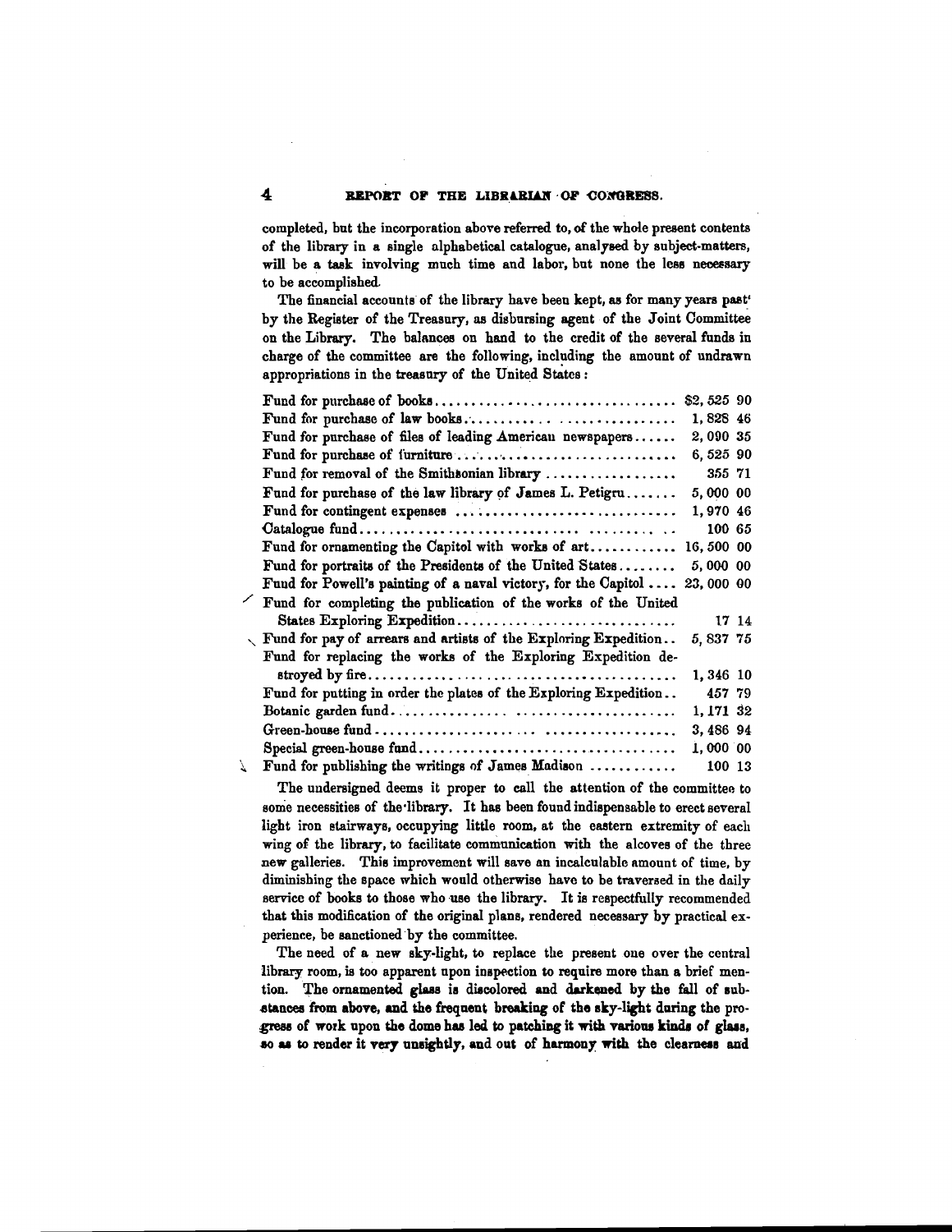completed, but the incorporation above referred to, of the whole present contents of the library in a single alphabetical catalogue, analysed by subject-matters, will be a task involving much time and labor, but none the less necessary to be accomplished.

The financial accounts of the library have been kept, as for many years past by the Register of the Treasury, as disbursing agent of the Joint Committee on the Library. The balances on hand to the credit of the several funds in charge of the committee are the following, including the amount of undrawn appropriations in the treasury of the United States:

| | |
|---|---|
| Fund for purchase of books | $2,525 90 |
| Fund for purchase of law books | 1,828 46 |
| Fund for purchase of files of leading American newspapers | 2,090 35 |
| Fund for purchase of furniture | 6,525 90 |
| Fund for removal of the Smithsonian library | 355 71 |
| Fund for purchase of the law library of James L. Petigru | 5,000 00 |
| Fund for contingent expenses | 1,970 46 |
| Catalogue fund | 100 65 |
| Fund for ornamenting the Capitol with works of art | 16,500 00 |
| Fund for portraits of the Presidents of the United States | 5,000 00 |
| Fund for Powell's painting of a naval victory, for the Capitol | 23,000 00 |
| Fund for completing the publication of the works of the United States Exploring Expedition | 17 14 |
| Fund for pay of arrears and artists of the Exploring Expedition | 5,837 75 |
| Fund for replacing the works of the Exploring Expedition destroyed by fire | 1,346 10 |
| Fund for putting in order the plates of the Exploring Expedition | 457 79 |
| Botanic garden fund | 1,171 32 |
| Green-house fund | 3,486 94 |
| Special green-house fund | 1,000 00 |
| Fund for publishing the writings of James Madison | 100 13 |

The undersigned deems it proper to call the attention of the committee to some necessities of the library. It has been found indispensable to erect several light iron stairways, occupying little room, at the eastern extremity of each wing of the library, to facilitate communication with the alcoves of the three new galleries. This improvement will save an incalculable amount of time, by diminishing the space which would otherwise have to be traversed in the daily service of books to those who use the library. It is respectfully recommended that this modification of the original plans, rendered necessary by practical experience, be sanctioned by the committee.

The need of a new sky-light, to replace the present one over the central library room, is too apparent upon inspection to require more than a brief mention. The ornamented glass is discolored and darkened by the fall of substances from above, and the frequent breaking of the sky-light during the progress of work upon the dome has led to patching it with various kinds of glass, so as to render it very unsightly, and out of harmony with the clearness and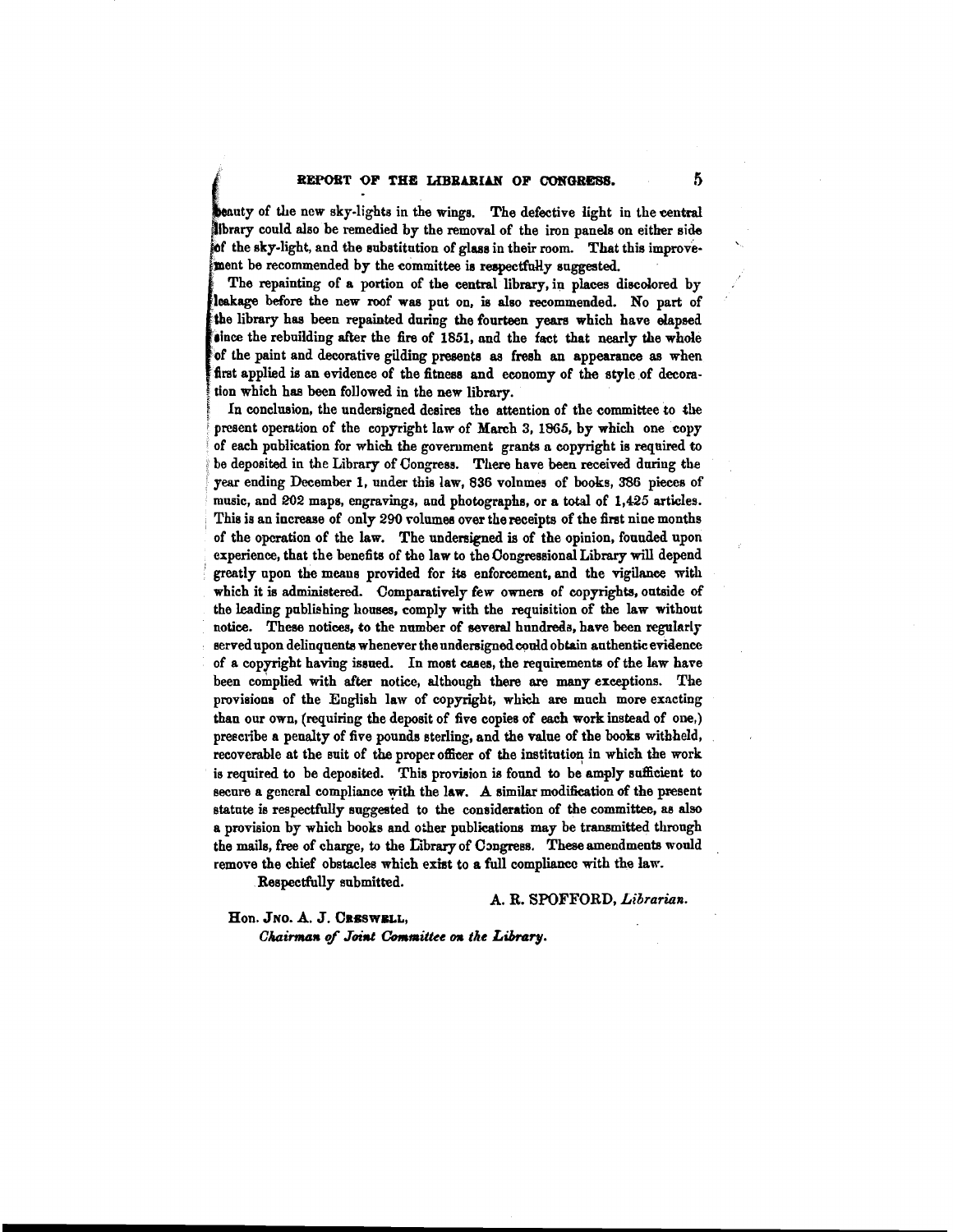beauty of the new sky-lights in the wings. The defective light in the central library could also be remedied by the removal of the iron panels on either side of the sky-light, and the substitution of glass in their room. That this improvement be recommended by the committee is respectfully suggested.

The repainting of a portion of the central library, in places discolored by leakage before the new roof was put on, is also recommended. No part of the library has been repainted during the fourteen years which have elapsed since the rebuilding after the fire of 1851, and the fact that nearly the whole of the paint and decorative gilding presents as fresh an appearance as when first applied is an evidence of the fitness and economy of the style of decoration which has been followed in the new library.

In conclusion, the undersigned desires the attention of the committee to the present operation of the copyright law of March 3, 1865, by which one copy of each publication for which the government grants a copyright is required to be deposited in the Library of Congress. There have been received during the year ending December 1, under this law, 836 volumes of books, 386 pieces of music, and 202 maps, engravings, and photographs, or a total of 1,425 articles. This is an increase of only 290 volumes over the receipts of the first nine months of the operation of the law. The undersigned is of the opinion, founded upon experience, that the benefits of the law to the Congressional Library will depend greatly upon the means provided for its enforcement, and the vigilance with which it is administered. Comparatively few owners of copyrights, outside of the leading publishing houses, comply with the requisition of the law without notice. These notices, to the number of several hundreds, have been regularly served upon delinquents whenever the undersigned could obtain authentic evidence of a copyright having issued. In most cases, the requirements of the law have been complied with after notice, although there are many exceptions. The provisions of the English law of copyright, which are much more exacting than our own, (requiring the deposit of five copies of each work instead of one,) prescribe a penalty of five pounds sterling, and the value of the books withheld, recoverable at the suit of the proper officer of the institution in which the work is required to be deposited. This provision is found to be amply sufficient to secure a general compliance with the law. A similar modification of the present statute is respectfully suggested to the consideration of the committee, as also a provision by which books and other publications may be transmitted through the mails, free of charge, to the Library of Congress. These amendments would remove the chief obstacles which exist to a full compliance with the law.

Respectfully submitted.

A. R. SPOFFORD, *Librarian.*

Hon. JNO. A. J. CRESWELL,
*Chairman of Joint Committee on the Library.*